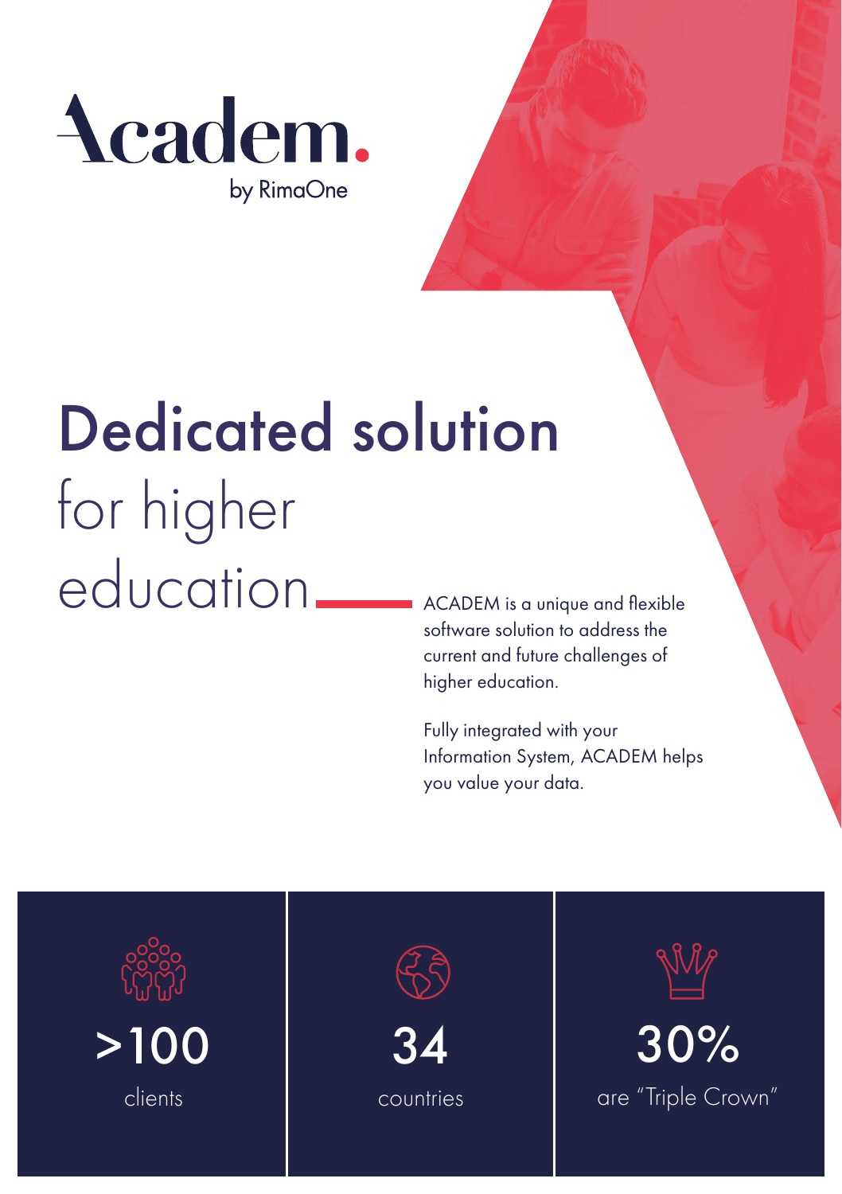# Academ.

by RimaOne

# Dedicated solution for higher education

ACADEM is a unique and flexible software solution to address the current and future challenges of higher education.

Fully integrated with your Information System, ACADEM helps you value your data.

**>100**
clients

**34**
countries

**30%**
are "Triple Crown"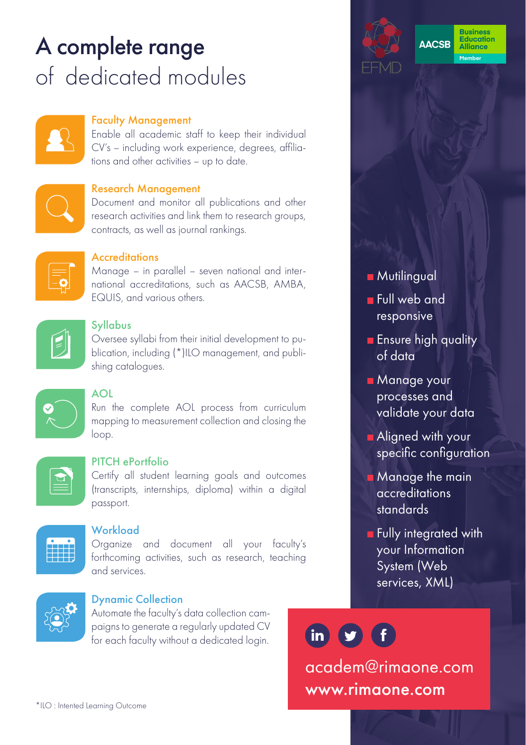# A complete range
of dedicated modules

### Faculty Management

Enable all academic staff to keep their individual CV's – including work experience, degrees, affiliations and other activities – up to date.

### Research Management

Document and monitor all publications and other research activities and link them to research groups, contracts, as well as journal rankings.

### Accreditations

Manage – in parallel – seven national and international accreditations, such as AACSB, AMBA, EQUIS, and various others.

### Syllabus

Oversee syllabi from their initial development to publication, including (*)ILO management, and publishing catalogues.

### AOL

Run the complete AOL process from curriculum mapping to measurement collection and closing the loop.

### PITCH ePortfolio

Certify all student learning goals and outcomes (transcripts, internships, diploma) within a digital passport.

### Workload

Organize and document all your faculty's forthcoming activities, such as research, teaching and services.

### Dynamic Collection

Automate the faculty's data collection campaigns to generate a regularly updated CV for each faculty without a dedicated login.

*ILO : Intented Learning Outcome

EFMD

AACSB Business Education Alliance Member

- Mutilingual
- Full web and responsive
- Ensure high quality of data
- Manage your processes and validate your data
- Aligned with your specific configuration
- Manage the main accreditations standards
- Fully integrated with your Information System (Web services, XML)

academ@rimaone.com

**www.rimaone.com**